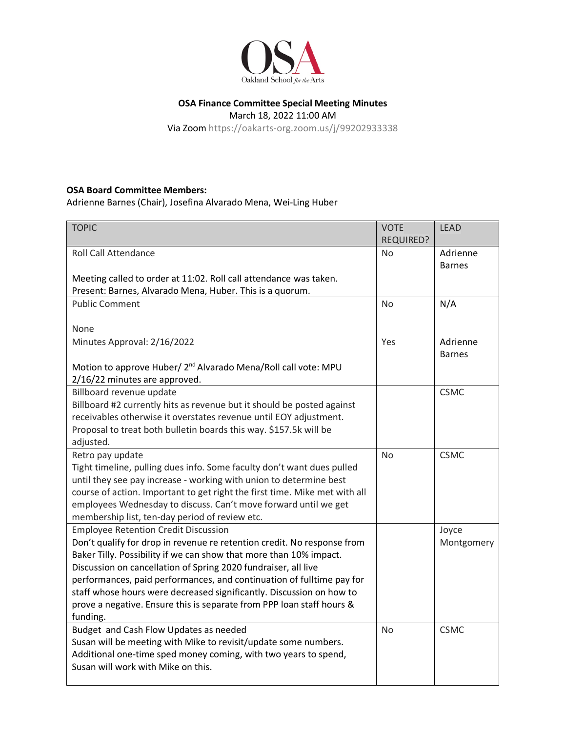**OSA Finance Committee Special Meeting Minutes**

March 18, 2022 11:00 AM

Via Zoom https://oakarts-org.zoom.us/j/99202933338

**OSA Board Committee Members:**

Adrienne Barnes (Chair), Josefina Alvarado Mena, Wei-Ling Huber

| TOPIC | VOTE REQUIRED? | LEAD |
|---|---|---|
| Roll Call Attendance<br><br>Meeting called to order at 11:02. Roll call attendance was taken. Present: Barnes, Alvarado Mena, Huber. This is a quorum. | No | Adrienne Barnes |
| Public Comment<br><br>None | No | N/A |
| Minutes Approval: 2/16/2022<br><br>Motion to approve Huber/ 2nd Alvarado Mena/Roll call vote: MPU 2/16/22 minutes are approved. | Yes | Adrienne Barnes |
| Billboard revenue update<br>Billboard #2 currently hits as revenue but it should be posted against receivables otherwise it overstates revenue until EOY adjustment. Proposal to treat both bulletin boards this way. $157.5k will be adjusted. | | CSMC |
| Retro pay update<br>Tight timeline, pulling dues info. Some faculty don't want dues pulled until they see pay increase - working with union to determine best course of action. Important to get right the first time. Mike met with all employees Wednesday to discuss. Can't move forward until we get membership list, ten-day period of review etc. | No | CSMC |
| Employee Retention Credit Discussion<br>Don't qualify for drop in revenue re retention credit. No response from Baker Tilly. Possibility if we can show that more than 10% impact. Discussion on cancellation of Spring 2020 fundraiser, all live performances, paid performances, and continuation of fulltime pay for staff whose hours were decreased significantly. Discussion on how to prove a negative. Ensure this is separate from PPP loan staff hours & funding. | | Joyce Montgomery |
| Budget and Cash Flow Updates as needed<br>Susan will be meeting with Mike to revisit/update some numbers. Additional one-time sped money coming, with two years to spend, Susan will work with Mike on this. | No | CSMC |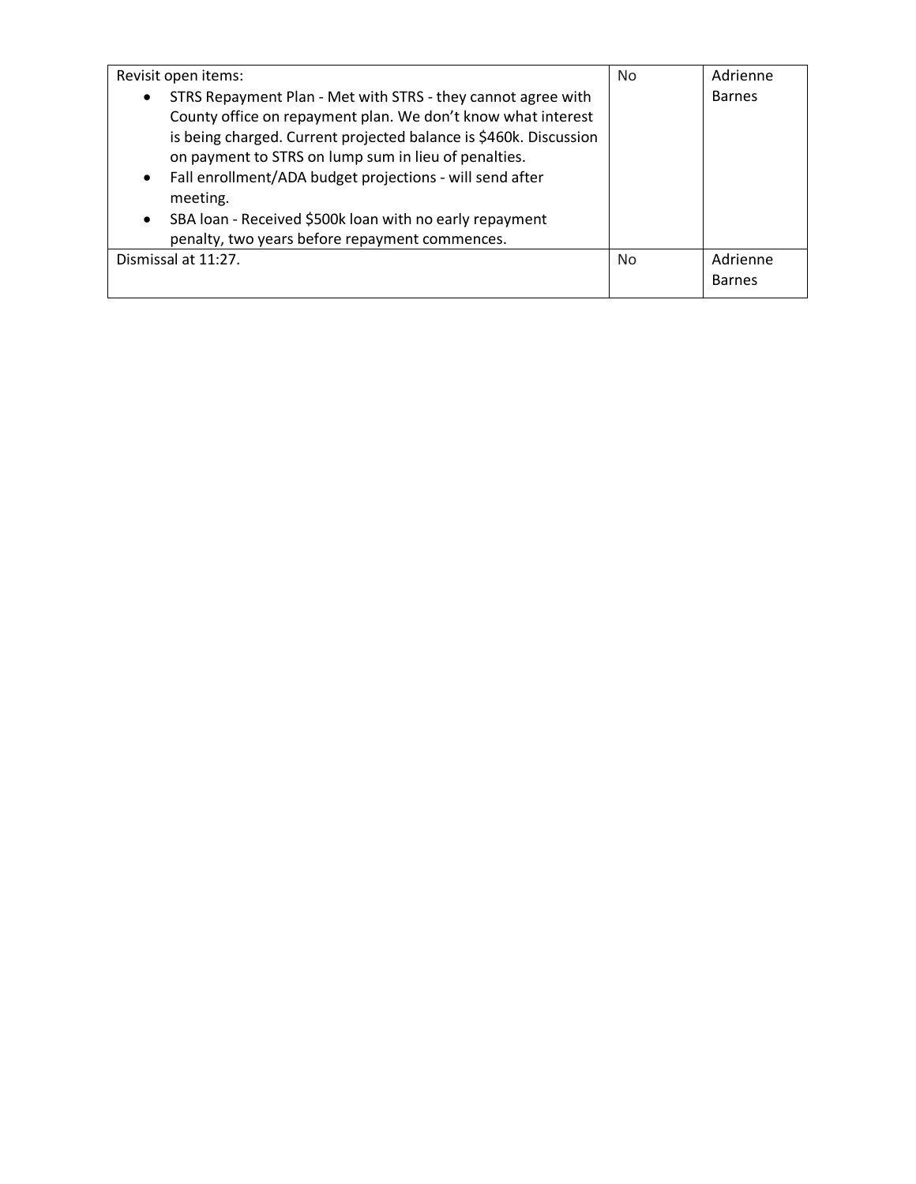| | | |
|---|---|---|
| Revisit open items:<br>• STRS Repayment Plan - Met with STRS - they cannot agree with County office on repayment plan. We don't know what interest is being charged. Current projected balance is $460k. Discussion on payment to STRS on lump sum in lieu of penalties.<br>• Fall enrollment/ADA budget projections - will send after meeting.<br>• SBA loan - Received $500k loan with no early repayment penalty, two years before repayment commences. | No | Adrienne Barnes |
| Dismissal at 11:27. | No | Adrienne Barnes |